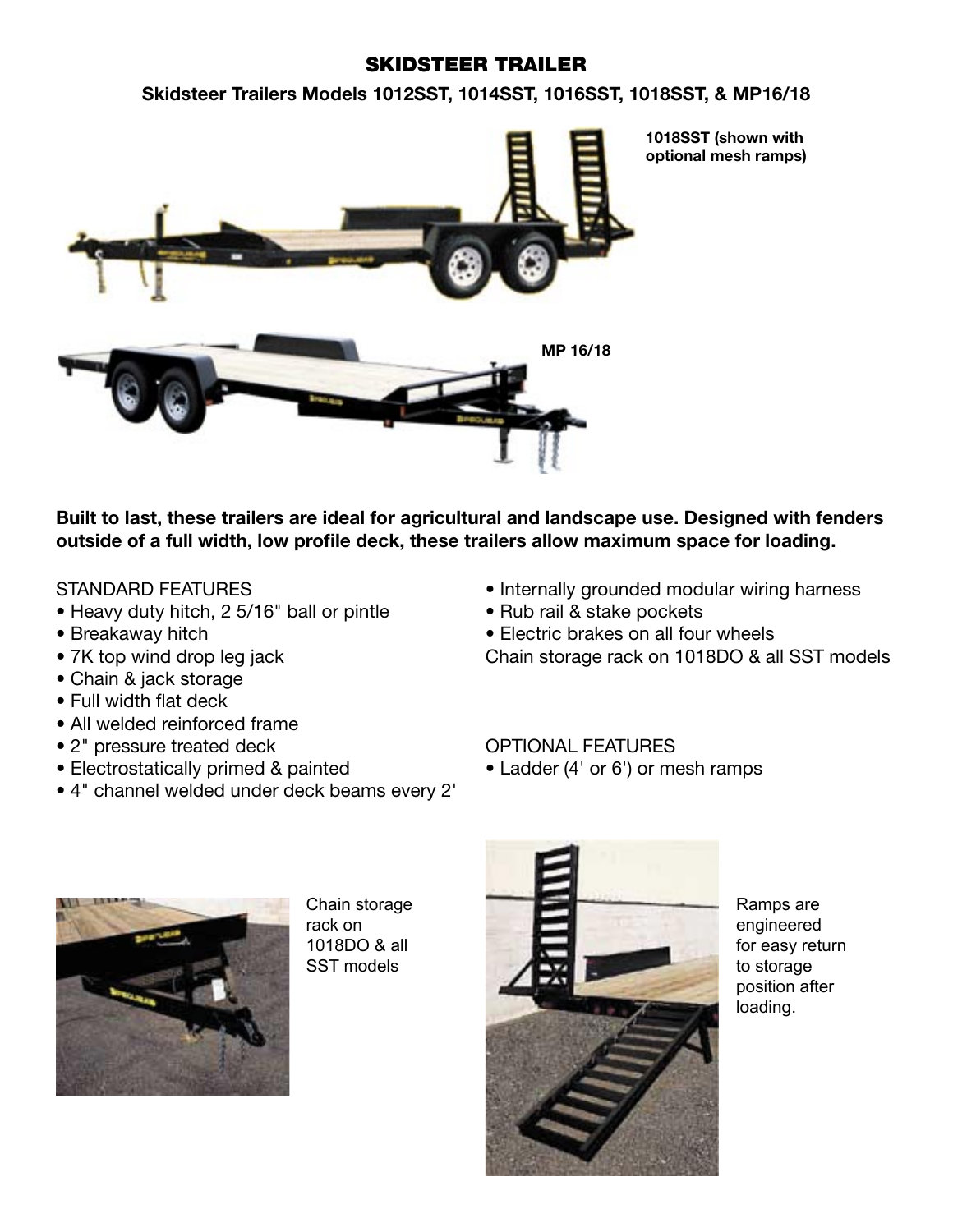# SKIDSTEER TRAILER

## Skidsteer Trailers Models 1012SST, 1014SST, 1016SST, 1018SST, & MP16/18

**1018SST (shown with optional mesh ramps)**

**MP 16/18**

**Built to last, these trailers are ideal for agricultural and landscape use. Designed with fenders outside of a full width, low profile deck, these trailers allow maximum space for loading.**

STANDARD FEATURES

- Heavy duty hitch, 2 5/16" ball or pintle
- Breakaway hitch
- 7K top wind drop leg jack
- Chain & jack storage
- Full width flat deck
- All welded reinforced frame
- 2" pressure treated deck
- Electrostatically primed & painted
- 4" channel welded under deck beams every 2'
- Internally grounded modular wiring harness
- Rub rail & stake pockets
- Electric brakes on all four wheels

Chain storage rack on 1018DO & all SST models

OPTIONAL FEATURES

- Ladder (4' or 6') or mesh ramps

Chain storage rack on 1018DO & all SST models

Ramps are engineered for easy return to storage position after loading.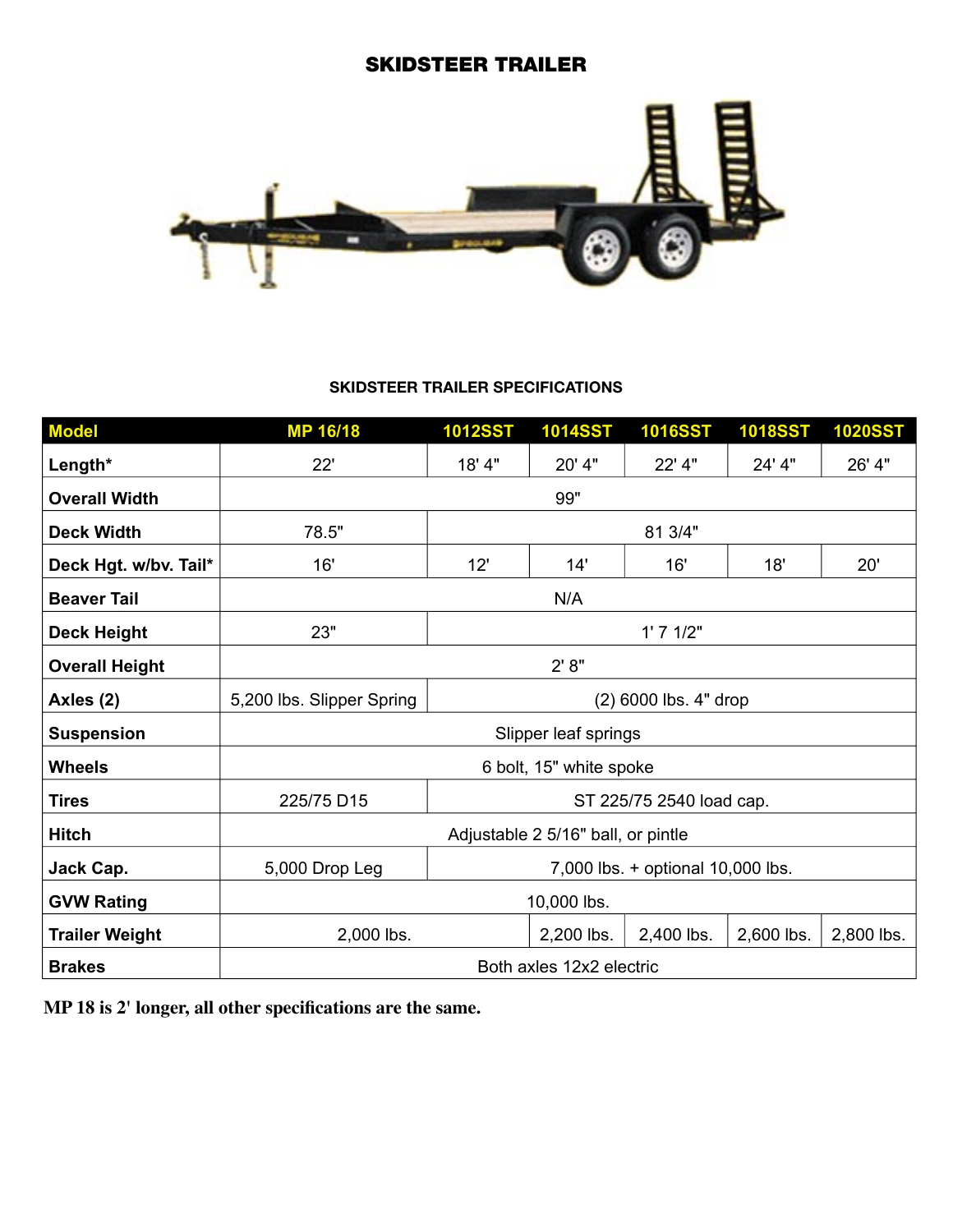# SKIDSTEER TRAILER

### SKIDSTEER TRAILER SPECIFICATIONS

| Model | MP 16/18 | 1012SST | 1014SST | 1016SST | 1018SST | 1020SST |
|---|---|---|---|---|---|---|
| Length* | 22' | 18' 4" | 20' 4" | 22' 4" | 24' 4" | 26' 4" |
| Overall Width | 99" | | | | | |
| Deck Width | 78.5" | 81 3/4" | | | | |
| Deck Hgt. w/bv. Tail* | 16' | 12' | 14' | 16' | 18' | 20' |
| Beaver Tail | N/A | | | | | |
| Deck Height | 23" | 1' 7 1/2" | | | | |
| Overall Height | 2' 8" | | | | | |
| Axles (2) | 5,200 lbs. Slipper Spring | (2) 6000 lbs. 4" drop | | | | |
| Suspension | Slipper leaf springs | | | | | |
| Wheels | 6 bolt, 15" white spoke | | | | | |
| Tires | 225/75 D15 | ST 225/75 2540 load cap. | | | | |
| Hitch | Adjustable 2 5/16" ball, or pintle | | | | | |
| Jack Cap. | 5,000 Drop Leg | 7,000 lbs. + optional 10,000 lbs. | | | | |
| GVW Rating | 10,000 lbs. | | | | | |
| Trailer Weight | 2,000 lbs. | | 2,200 lbs. | 2,400 lbs. | 2,600 lbs. | 2,800 lbs. |
| Brakes | Both axles 12x2 electric | | | | | |

**MP 18 is 2' longer, all other specifications are the same.**